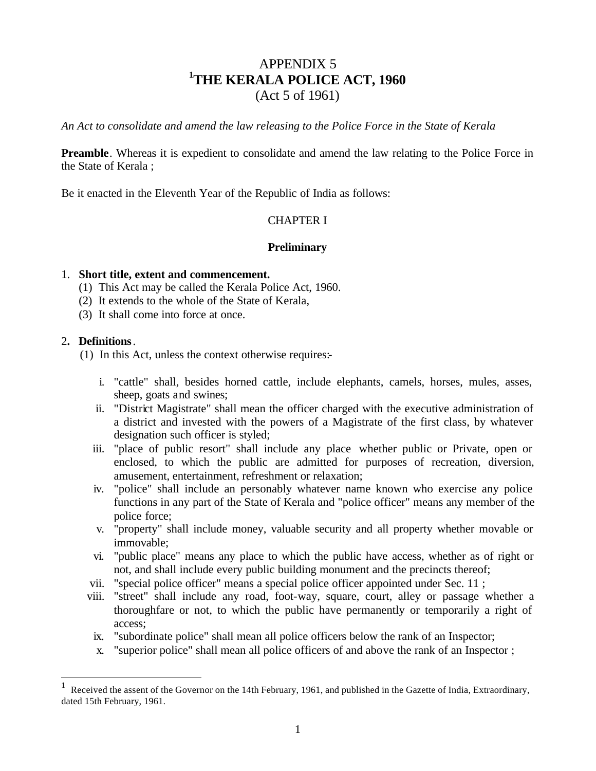# APPENDIX 5
# [1]THE KERALA POLICE ACT, 1960
(Act 5 of 1961)

*An Act to consolidate and amend the law releasing to the Police Force in the State of Kerala*

**Preamble**. Whereas it is expedient to consolidate and amend the law relating to the Police Force in the State of Kerala ;

Be it enacted in the Eleventh Year of the Republic of India as follows:

## CHAPTER I

### Preliminary

1. **Short title, extent and commencement.**
   (1) This Act may be called the Kerala Police Act, 1960.
   (2) It extends to the whole of the State of Kerala,
   (3) It shall come into force at once.

2. **Definitions**.
   (1) In this Act, unless the context otherwise requires:-

   i. "cattle" shall, besides horned cattle, include elephants, camels, horses, mules, asses, sheep, goats and swines;
   ii. "District Magistrate" shall mean the officer charged with the executive administration of a district and invested with the powers of a Magistrate of the first class, by whatever designation such officer is styled;
   iii. "place of public resort" shall include any place whether public or Private, open or enclosed, to which the public are admitted for purposes of recreation, diversion, amusement, entertainment, refreshment or relaxation;
   iv. "police" shall include an personably whatever name known who exercise any police functions in any part of the State of Kerala and "police officer" means any member of the police force;
   v. "property" shall include money, valuable security and all property whether movable or immovable;
   vi. "public place" means any place to which the public have access, whether as of right or not, and shall include every public building monument and the precincts thereof;
   vii. "special police officer" means a special police officer appointed under Sec. 11 ;
   viii. "street" shall include any road, foot-way, square, court, alley or passage whether a thoroughfare or not, to which the public have permanently or temporarily a right of access;
   ix. "subordinate police" shall mean all police officers below the rank of an Inspector;
   x. "superior police" shall mean all police officers of and above the rank of an Inspector ;

---

[1] Received the assent of the Governor on the 14th February, 1961, and published in the Gazette of India, Extraordinary, dated 15th February, 1961.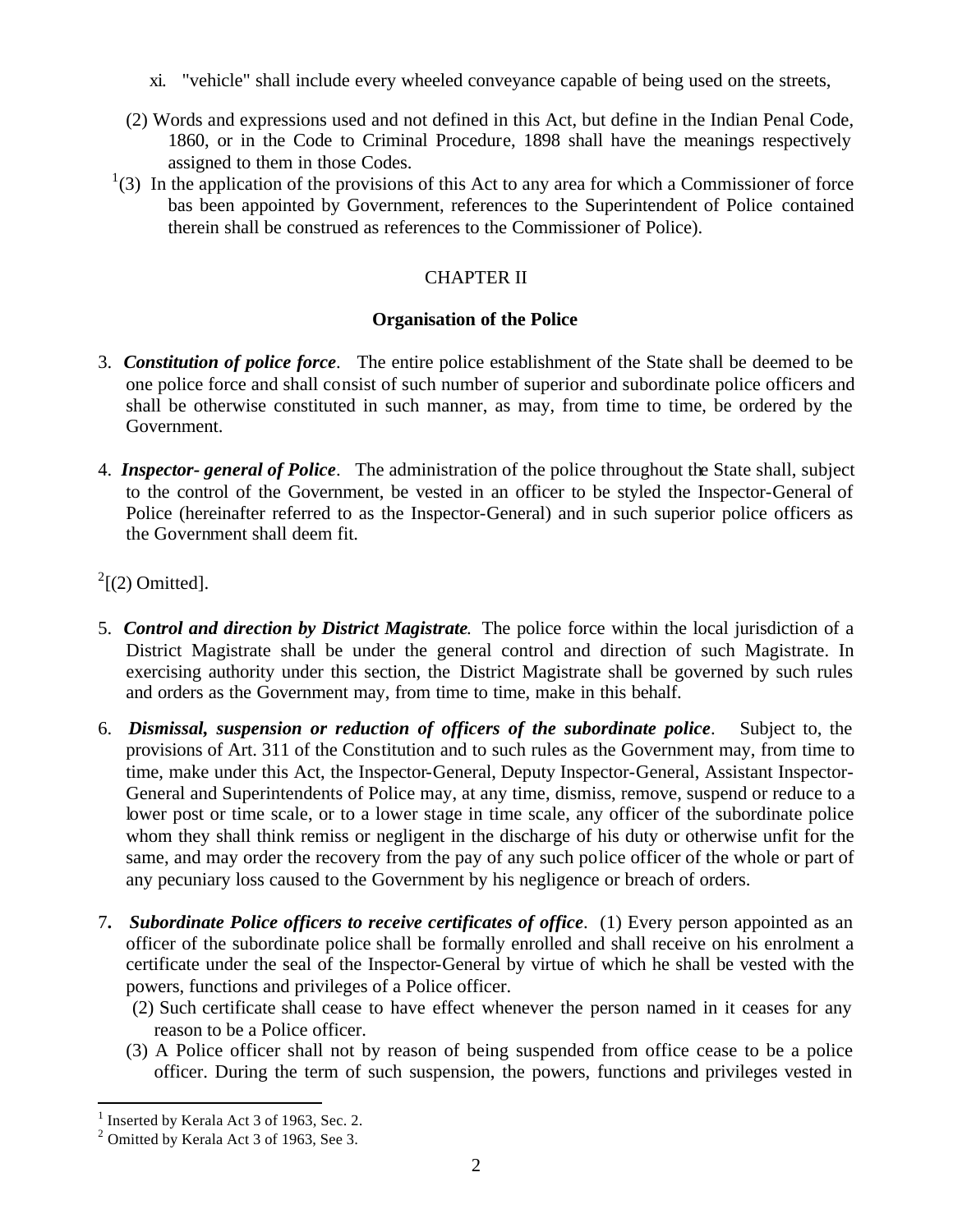xi. "vehicle" shall include every wheeled conveyance capable of being used on the streets,

(2) Words and expressions used and not defined in this Act, but define in the Indian Penal Code, 1860, or in the Code to Criminal Procedure, 1898 shall have the meanings respectively assigned to them in those Codes.

[1](3) In the application of the provisions of this Act to any area for which a Commissioner of force bas been appointed by Government, references to the Superintendent of Police contained therein shall be construed as references to the Commissioner of Police).

## CHAPTER II

### Organisation of the Police

3. ***Constitution of police force***. The entire police establishment of the State shall be deemed to be one police force and shall consist of such number of superior and subordinate police officers and shall be otherwise constituted in such manner, as may, from time to time, be ordered by the Government.

4. ***Inspector- general of Police***. The administration of the police throughout the State shall, subject to the control of the Government, be vested in an officer to be styled the Inspector-General of Police (hereinafter referred to as the Inspector-General) and in such superior police officers as the Government shall deem fit.

[2][(2) Omitted].

5. ***Control and direction by District Magistrate***. The police force within the local jurisdiction of a District Magistrate shall be under the general control and direction of such Magistrate. In exercising authority under this section, the District Magistrate shall be governed by such rules and orders as the Government may, from time to time, make in this behalf.

6. ***Dismissal, suspension or reduction of officers of the subordinate police***. Subject to, the provisions of Art. 311 of the Constitution and to such rules as the Government may, from time to time, make under this Act, the Inspector-General, Deputy Inspector-General, Assistant Inspector-General and Superintendents of Police may, at any time, dismiss, remove, suspend or reduce to a lower post or time scale, or to a lower stage in time scale, any officer of the subordinate police whom they shall think remiss or negligent in the discharge of his duty or otherwise unfit for the same, and may order the recovery from the pay of any such police officer of the whole or part of any pecuniary loss caused to the Government by his negligence or breach of orders.

7. ***Subordinate Police officers to receive certificates of office***. (1) Every person appointed as an officer of the subordinate police shall be formally enrolled and shall receive on his enrolment a certificate under the seal of the Inspector-General by virtue of which he shall be vested with the powers, functions and privileges of a Police officer.

(2) Such certificate shall cease to have effect whenever the person named in it ceases for any reason to be a Police officer.

(3) A Police officer shall not by reason of being suspended from office cease to be a police officer. During the term of such suspension, the powers, functions and privileges vested in

---

[1] Inserted by Kerala Act 3 of 1963, Sec. 2.

[2] Omitted by Kerala Act 3 of 1963, See 3.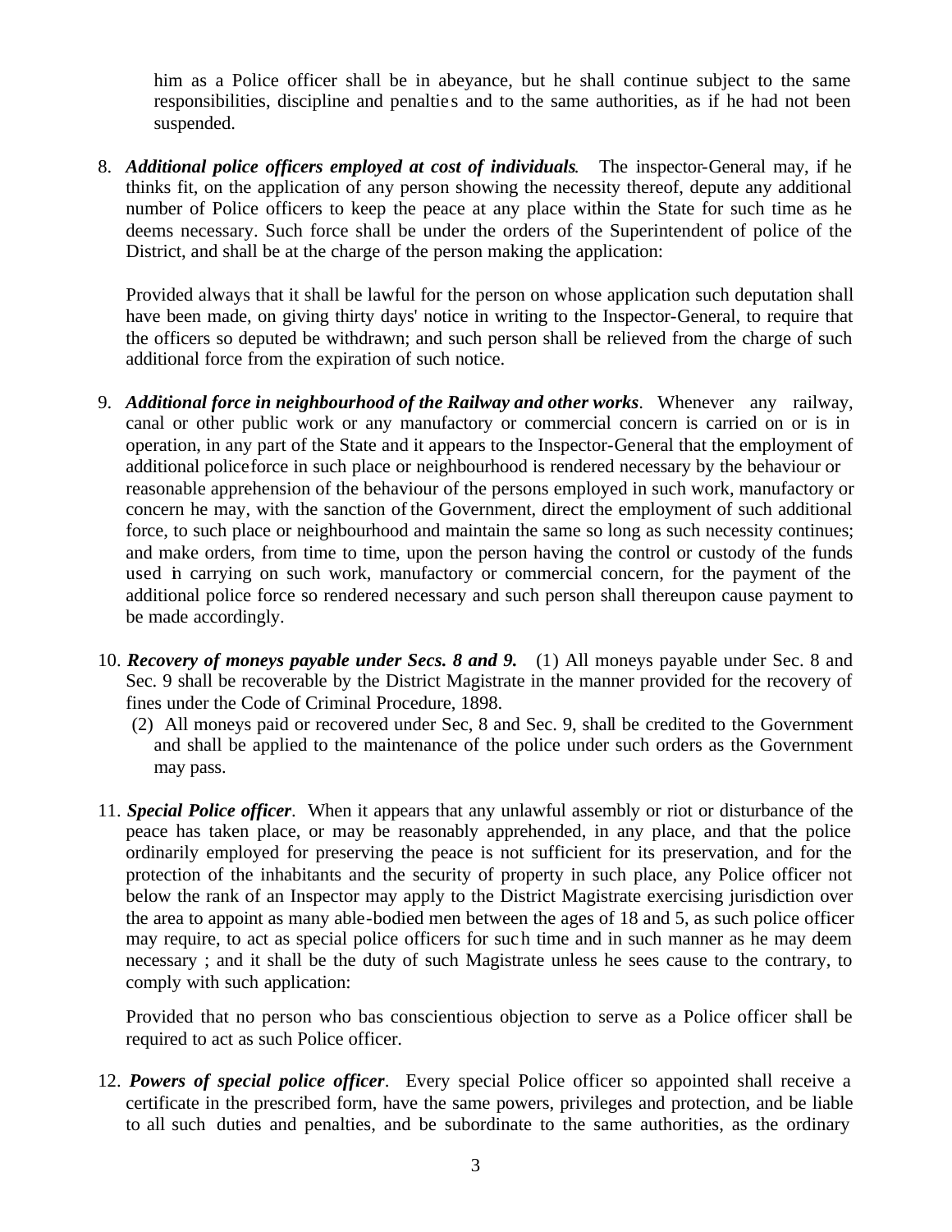him as a Police officer shall be in abeyance, but he shall continue subject to the same responsibilities, discipline and penalties and to the same authorities, as if he had not been suspended.

8. ***Additional police officers employed at cost of individuals***. The inspector-General may, if he thinks fit, on the application of any person showing the necessity thereof, depute any additional number of Police officers to keep the peace at any place within the State for such time as he deems necessary. Such force shall be under the orders of the Superintendent of police of the District, and shall be at the charge of the person making the application:

   Provided always that it shall be lawful for the person on whose application such deputation shall have been made, on giving thirty days' notice in writing to the Inspector-General, to require that the officers so deputed be withdrawn; and such person shall be relieved from the charge of such additional force from the expiration of such notice.

9. ***Additional force in neighbourhood of the Railway and other works***. Whenever any railway, canal or other public work or any manufactory or commercial concern is carried on or is in operation, in any part of the State and it appears to the Inspector-General that the employment of additional police force in such place or neighbourhood is rendered necessary by the behaviour or reasonable apprehension of the behaviour of the persons employed in such work, manufactory or concern he may, with the sanction of the Government, direct the employment of such additional force, to such place or neighbourhood and maintain the same so long as such necessity continues; and make orders, from time to time, upon the person having the control or custody of the funds used in carrying on such work, manufactory or commercial concern, for the payment of the additional police force so rendered necessary and such person shall thereupon cause payment to be made accordingly.

10. ***Recovery of moneys payable under Secs. 8 and 9.*** (1) All moneys payable under Sec. 8 and Sec. 9 shall be recoverable by the District Magistrate in the manner provided for the recovery of fines under the Code of Criminal Procedure, 1898.

    (2) All moneys paid or recovered under Sec, 8 and Sec. 9, shall be credited to the Government and shall be applied to the maintenance of the police under such orders as the Government may pass.

11. ***Special Police officer***. When it appears that any unlawful assembly or riot or disturbance of the peace has taken place, or may be reasonably apprehended, in any place, and that the police ordinarily employed for preserving the peace is not sufficient for its preservation, and for the protection of the inhabitants and the security of property in such place, any Police officer not below the rank of an Inspector may apply to the District Magistrate exercising jurisdiction over the area to appoint as many able-bodied men between the ages of 18 and 5, as such police officer may require, to act as special police officers for such time and in such manner as he may deem necessary ; and it shall be the duty of such Magistrate unless he sees cause to the contrary, to comply with such application:

    Provided that no person who bas conscientious objection to serve as a Police officer shall be required to act as such Police officer.

12. ***Powers of special police officer***. Every special Police officer so appointed shall receive a certificate in the prescribed form, have the same powers, privileges and protection, and be liable to all such duties and penalties, and be subordinate to the same authorities, as the ordinary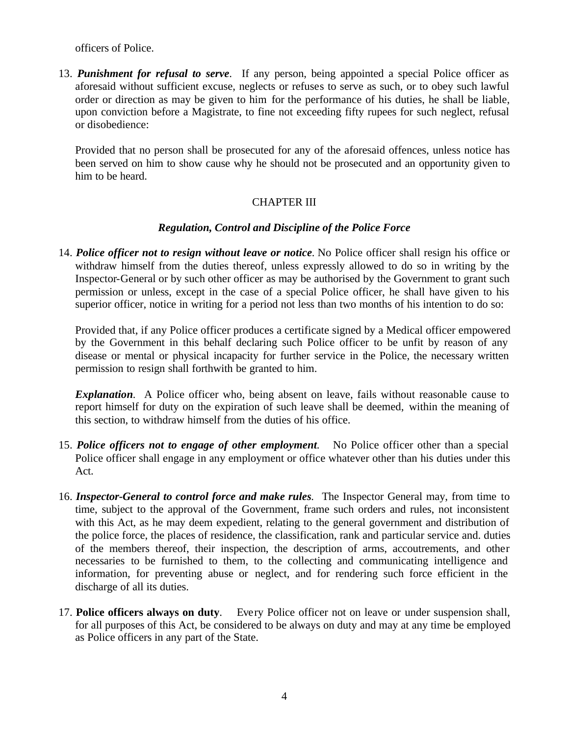officers of Police.

13. ***Punishment for refusal to serve***. If any person, being appointed a special Police officer as aforesaid without sufficient excuse, neglects or refuses to serve as such, or to obey such lawful order or direction as may be given to him for the performance of his duties, he shall be liable, upon conviction before a Magistrate, to fine not exceeding fifty rupees for such neglect, refusal or disobedience:

    Provided that no person shall be prosecuted for any of the aforesaid offences, unless notice has been served on him to show cause why he should not be prosecuted and an opportunity given to him to be heard.

## CHAPTER III

### *Regulation, Control and Discipline of the Police Force*

14. ***Police officer not to resign without leave or notice***. No Police officer shall resign his office or withdraw himself from the duties thereof, unless expressly allowed to do so in writing by the Inspector-General or by such other officer as may be authorised by the Government to grant such permission or unless, except in the case of a special Police officer, he shall have given to his superior officer, notice in writing for a period not less than two months of his intention to do so:

    Provided that, if any Police officer produces a certificate signed by a Medical officer empowered by the Government in this behalf declaring such Police officer to be unfit by reason of any disease or mental or physical incapacity for further service in the Police, the necessary written permission to resign shall forthwith be granted to him.

    ***Explanation***. A Police officer who, being absent on leave, fails without reasonable cause to report himself for duty on the expiration of such leave shall be deemed, within the meaning of this section, to withdraw himself from the duties of his office.

15. ***Police officers not to engage of other employment***. No Police officer other than a special Police officer shall engage in any employment or office whatever other than his duties under this Act.

16. ***Inspector-General to control force and make rules***. The Inspector General may, from time to time, subject to the approval of the Government, frame such orders and rules, not inconsistent with this Act, as he may deem expedient, relating to the general government and distribution of the police force, the places of residence, the classification, rank and particular service and. duties of the members thereof, their inspection, the description of arms, accoutrements, and other necessaries to be furnished to them, to the collecting and communicating intelligence and information, for preventing abuse or neglect, and for rendering such force efficient in the discharge of all its duties.

17. **Police officers always on duty**. Every Police officer not on leave or under suspension shall, for all purposes of this Act, be considered to be always on duty and may at any time be employed as Police officers in any part of the State.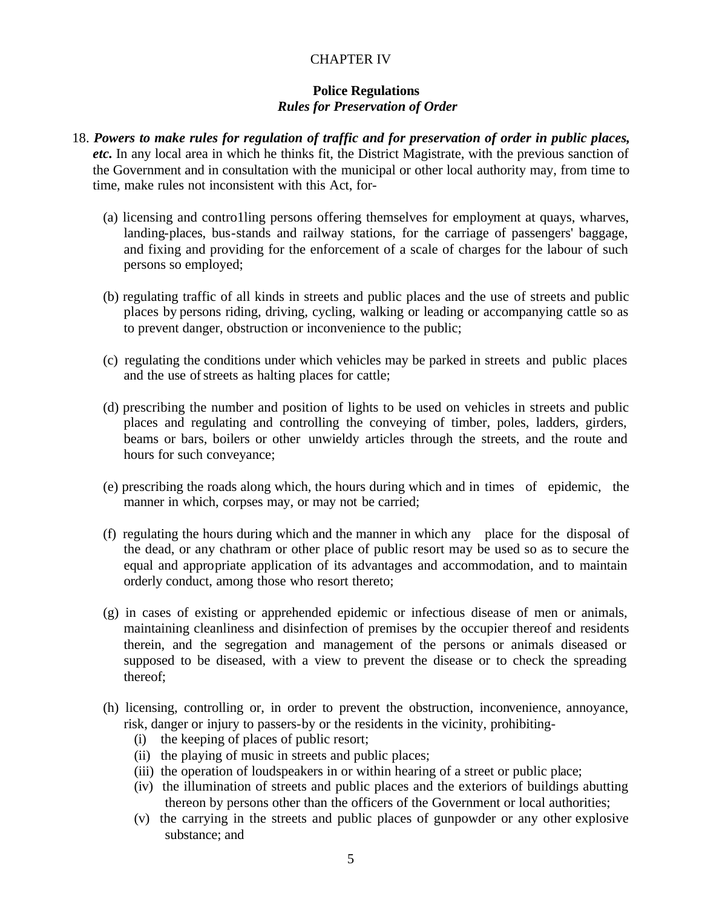# CHAPTER IV

## Police Regulations

### *Rules for Preservation of Order*

18. ***Powers to make rules for regulation of traffic and for preservation of order in public places, etc.*** In any local area in which he thinks fit, the District Magistrate, with the previous sanction of the Government and in consultation with the municipal or other local authority may, from time to time, make rules not inconsistent with this Act, for-

    (a) licensing and contro1ling persons offering themselves for employment at quays, wharves, landing-places, bus-stands and railway stations, for the carriage of passengers' baggage, and fixing and providing for the enforcement of a scale of charges for the labour of such persons so employed;

    (b) regulating traffic of all kinds in streets and public places and the use of streets and public places by persons riding, driving, cycling, walking or leading or accompanying cattle so as to prevent danger, obstruction or inconvenience to the public;

    (c) regulating the conditions under which vehicles may be parked in streets and public places and the use of streets as halting places for cattle;

    (d) prescribing the number and position of lights to be used on vehicles in streets and public places and regulating and controlling the conveying of timber, poles, ladders, girders, beams or bars, boilers or other unwieldy articles through the streets, and the route and hours for such conveyance;

    (e) prescribing the roads along which, the hours during which and in times of epidemic, the manner in which, corpses may, or may not be carried;

    (f) regulating the hours during which and the manner in which any place for the disposal of the dead, or any chathram or other place of public resort may be used so as to secure the equal and appropriate application of its advantages and accommodation, and to maintain orderly conduct, among those who resort thereto;

    (g) in cases of existing or apprehended epidemic or infectious disease of men or animals, maintaining cleanliness and disinfection of premises by the occupier thereof and residents therein, and the segregation and management of the persons or animals diseased or supposed to be diseased, with a view to prevent the disease or to check the spreading thereof;

    (h) licensing, controlling or, in order to prevent the obstruction, inconvenience, annoyance, risk, danger or injury to passers-by or the residents in the vicinity, prohibiting-

        (i) the keeping of places of public resort;
        (ii) the playing of music in streets and public places;
        (iii) the operation of loudspeakers in or within hearing of a street or public place;
        (iv) the illumination of streets and public places and the exteriors of buildings abutting thereon by persons other than the officers of the Government or local authorities;
        (v) the carrying in the streets and public places of gunpowder or any other explosive substance; and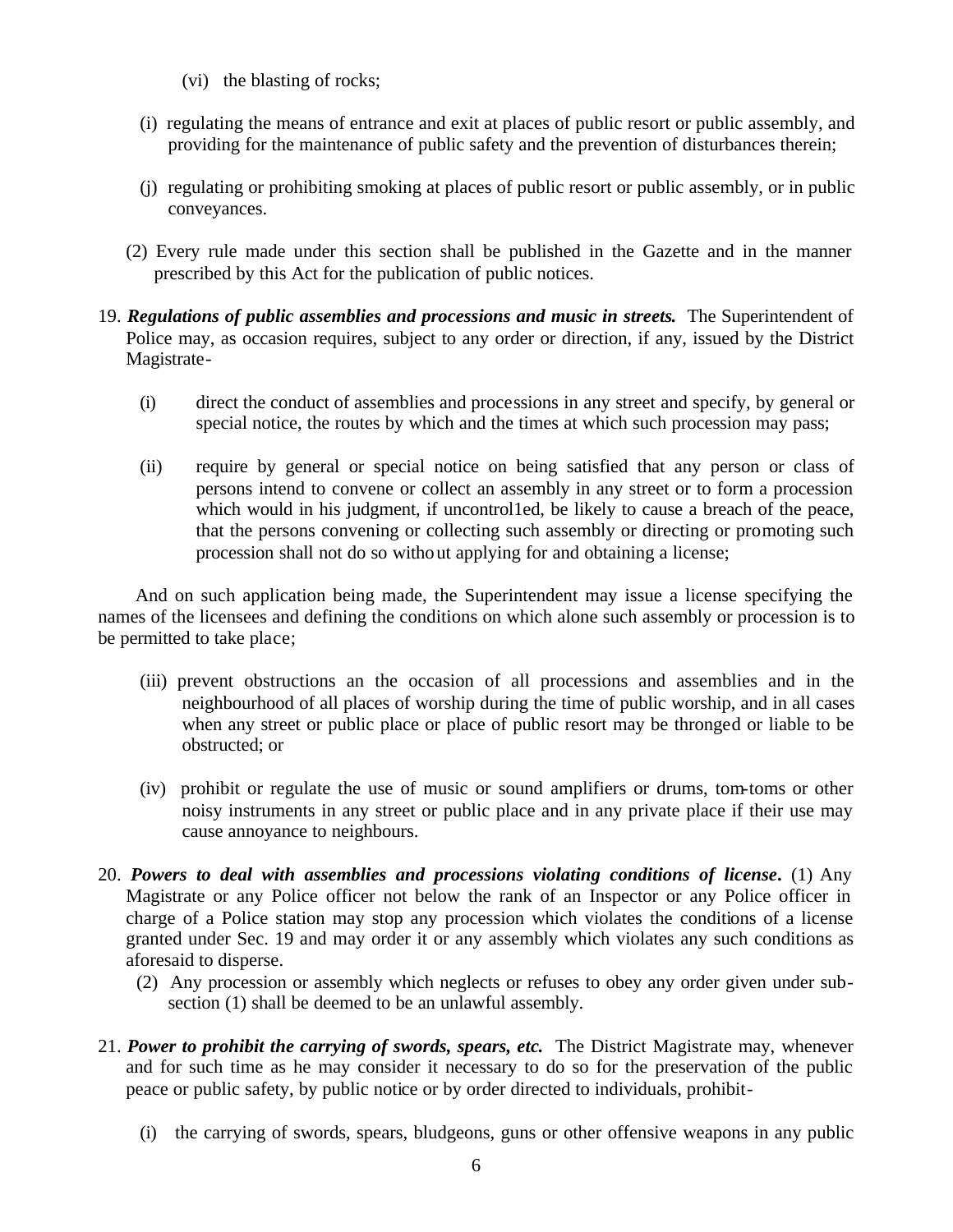(vi) the blasting of rocks;

(i) regulating the means of entrance and exit at places of public resort or public assembly, and providing for the maintenance of public safety and the prevention of disturbances therein;

(j) regulating or prohibiting smoking at places of public resort or public assembly, or in public conveyances.

(2) Every rule made under this section shall be published in the Gazette and in the manner prescribed by this Act for the publication of public notices.

19. ***Regulations of public assemblies and processions and music in streets.*** The Superintendent of Police may, as occasion requires, subject to any order or direction, if any, issued by the District Magistrate-

(i) direct the conduct of assemblies and processions in any street and specify, by general or special notice, the routes by which and the times at which such procession may pass;

(ii) require by general or special notice on being satisfied that any person or class of persons intend to convene or collect an assembly in any street or to form a procession which would in his judgment, if uncontrol1ed, be likely to cause a breach of the peace, that the persons convening or collecting such assembly or directing or promoting such procession shall not do so without applying for and obtaining a license;

And on such application being made, the Superintendent may issue a license specifying the names of the licensees and defining the conditions on which alone such assembly or procession is to be permitted to take place;

(iii) prevent obstructions an the occasion of all processions and assemblies and in the neighbourhood of all places of worship during the time of public worship, and in all cases when any street or public place or place of public resort may be thronged or liable to be obstructed; or

(iv) prohibit or regulate the use of music or sound amplifiers or drums, tom-toms or other noisy instruments in any street or public place and in any private place if their use may cause annoyance to neighbours.

20. ***Powers to deal with assemblies and processions violating conditions of license.*** (1) Any Magistrate or any Police officer not below the rank of an Inspector or any Police officer in charge of a Police station may stop any procession which violates the conditions of a license granted under Sec. 19 and may order it or any assembly which violates any such conditions as aforesaid to disperse.

(2) Any procession or assembly which neglects or refuses to obey any order given under sub-section (1) shall be deemed to be an unlawful assembly.

21. ***Power to prohibit the carrying of swords, spears, etc.*** The District Magistrate may, whenever and for such time as he may consider it necessary to do so for the preservation of the public peace or public safety, by public notice or by order directed to individuals, prohibit-

(i) the carrying of swords, spears, bludgeons, guns or other offensive weapons in any public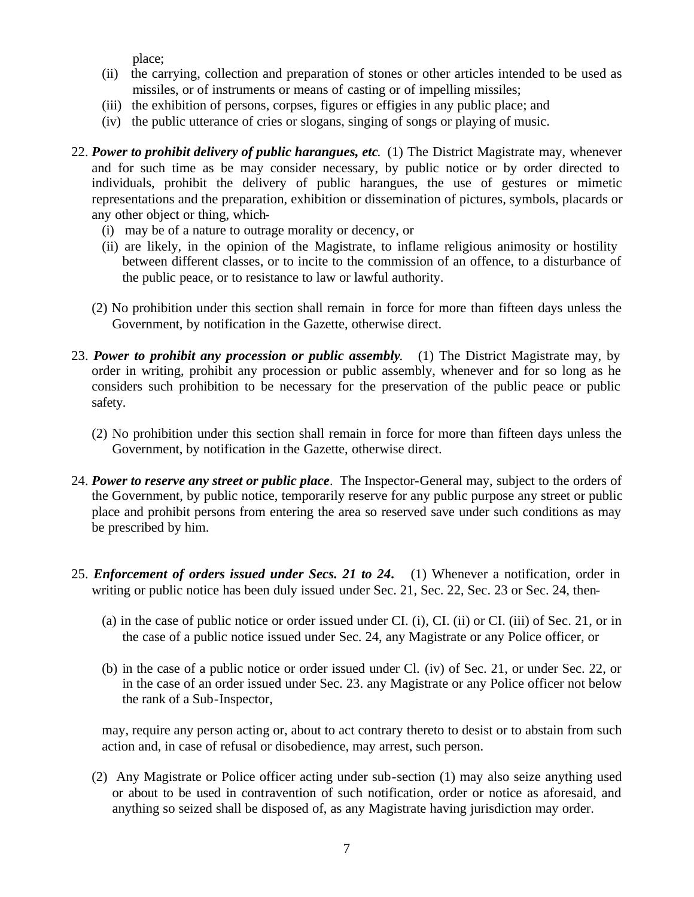place;

(ii) the carrying, collection and preparation of stones or other articles intended to be used as missiles, or of instruments or means of casting or of impelling missiles;

(iii) the exhibition of persons, corpses, figures or effigies in any public place; and

(iv) the public utterance of cries or slogans, singing of songs or playing of music.

22. ***Power to prohibit delivery of public harangues, etc.*** (1) The District Magistrate may, whenever and for such time as be may consider necessary, by public notice or by order directed to individuals, prohibit the delivery of public harangues, the use of gestures or mimetic representations and the preparation, exhibition or dissemination of pictures, symbols, placards or any other object or thing, which-

   (i) may be of a nature to outrage morality or decency, or

   (ii) are likely, in the opinion of the Magistrate, to inflame religious animosity or hostility between different classes, or to incite to the commission of an offence, to a disturbance of the public peace, or to resistance to law or lawful authority.

   (2) No prohibition under this section shall remain in force for more than fifteen days unless the Government, by notification in the Gazette, otherwise direct.

23. ***Power to prohibit any procession or public assembly.*** (1) The District Magistrate may, by order in writing, prohibit any procession or public assembly, whenever and for so long as he considers such prohibition to be necessary for the preservation of the public peace or public safety.

   (2) No prohibition under this section shall remain in force for more than fifteen days unless the Government, by notification in the Gazette, otherwise direct.

24. ***Power to reserve any street or public place***. The Inspector-General may, subject to the orders of the Government, by public notice, temporarily reserve for any public purpose any street or public place and prohibit persons from entering the area so reserved save under such conditions as may be prescribed by him.

25. ***Enforcement of orders issued under Secs. 21 to 24.*** (1) Whenever a notification, order in writing or public notice has been duly issued under Sec. 21, Sec. 22, Sec. 23 or Sec. 24, then-

   (a) in the case of public notice or order issued under CI. (i), CI. (ii) or CI. (iii) of Sec. 21, or in the case of a public notice issued under Sec. 24, any Magistrate or any Police officer, or

   (b) in the case of a public notice or order issued under Cl. (iv) of Sec. 21, or under Sec. 22, or in the case of an order issued under Sec. 23. any Magistrate or any Police officer not below the rank of a Sub-Inspector,

   may, require any person acting or, about to act contrary thereto to desist or to abstain from such action and, in case of refusal or disobedience, may arrest, such person.

   (2) Any Magistrate or Police officer acting under sub-section (1) may also seize anything used or about to be used in contravention of such notification, order or notice as aforesaid, and anything so seized shall be disposed of, as any Magistrate having jurisdiction may order.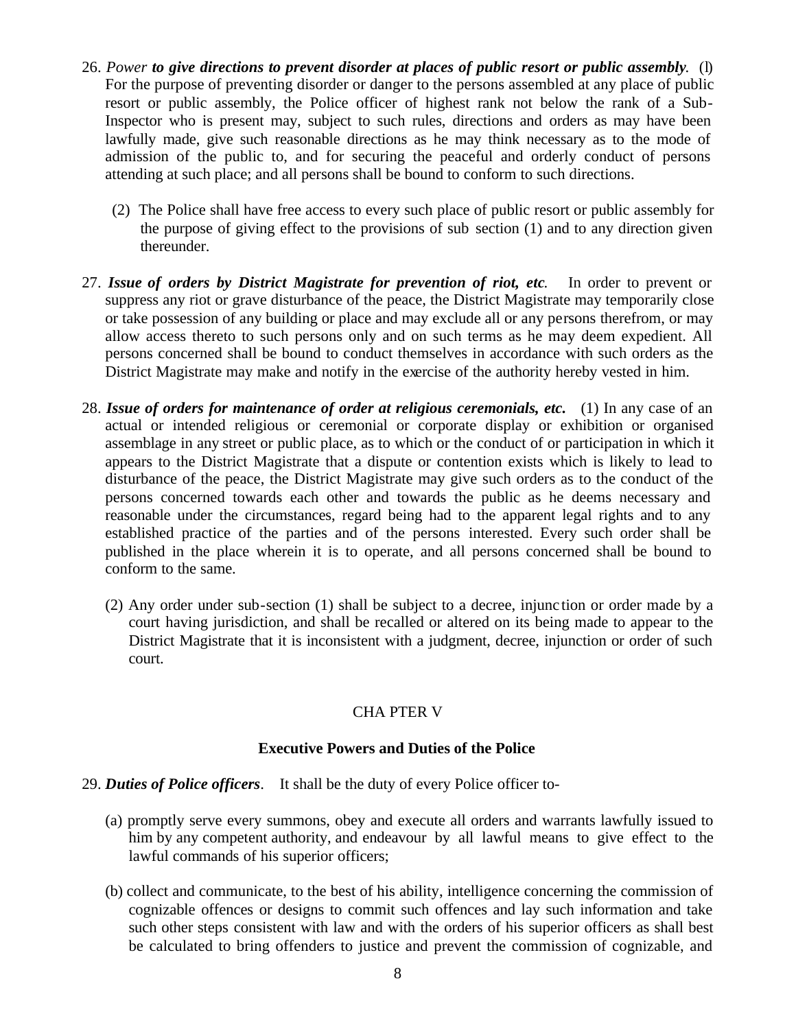26. *Power **to give directions to prevent disorder at places of public resort or public assembly**.* (l) For the purpose of preventing disorder or danger to the persons assembled at any place of public resort or public assembly, the Police officer of highest rank not below the rank of a Sub-Inspector who is present may, subject to such rules, directions and orders as may have been lawfully made, give such reasonable directions as he may think necessary as to the mode of admission of the public to, and for securing the peaceful and orderly conduct of persons attending at such place; and all persons shall be bound to conform to such directions.

    (2) The Police shall have free access to every such place of public resort or public assembly for the purpose of giving effect to the provisions of sub section (1) and to any direction given thereunder.

27. ***Issue of orders by District Magistrate for prevention of riot, etc.*** In order to prevent or suppress any riot or grave disturbance of the peace, the District Magistrate may temporarily close or take possession of any building or place and may exclude all or any persons therefrom, or may allow access thereto to such persons only and on such terms as he may deem expedient. All persons concerned shall be bound to conduct themselves in accordance with such orders as the District Magistrate may make and notify in the exercise of the authority hereby vested in him.

28. ***Issue of orders for maintenance of order at religious ceremonials, etc.*** (1) In any case of an actual or intended religious or ceremonial or corporate display or exhibition or organised assemblage in any street or public place, as to which or the conduct of or participation in which it appears to the District Magistrate that a dispute or contention exists which is likely to lead to disturbance of the peace, the District Magistrate may give such orders as to the conduct of the persons concerned towards each other and towards the public as he deems necessary and reasonable under the circumstances, regard being had to the apparent legal rights and to any established practice of the parties and of the persons interested. Every such order shall be published in the place wherein it is to operate, and all persons concerned shall be bound to conform to the same.

    (2) Any order under sub-section (1) shall be subject to a decree, injunction or order made by a court having jurisdiction, and shall be recalled or altered on its being made to appear to the District Magistrate that it is inconsistent with a judgment, decree, injunction or order of such court.

## CHAPTER V

### Executive Powers and Duties of the Police

29. ***Duties of Police officers***. It shall be the duty of every Police officer to-

    (a) promptly serve every summons, obey and execute all orders and warrants lawfully issued to him by any competent authority, and endeavour by all lawful means to give effect to the lawful commands of his superior officers;

    (b) collect and communicate, to the best of his ability, intelligence concerning the commission of cognizable offences or designs to commit such offences and lay such information and take such other steps consistent with law and with the orders of his superior officers as shall best be calculated to bring offenders to justice and prevent the commission of cognizable, and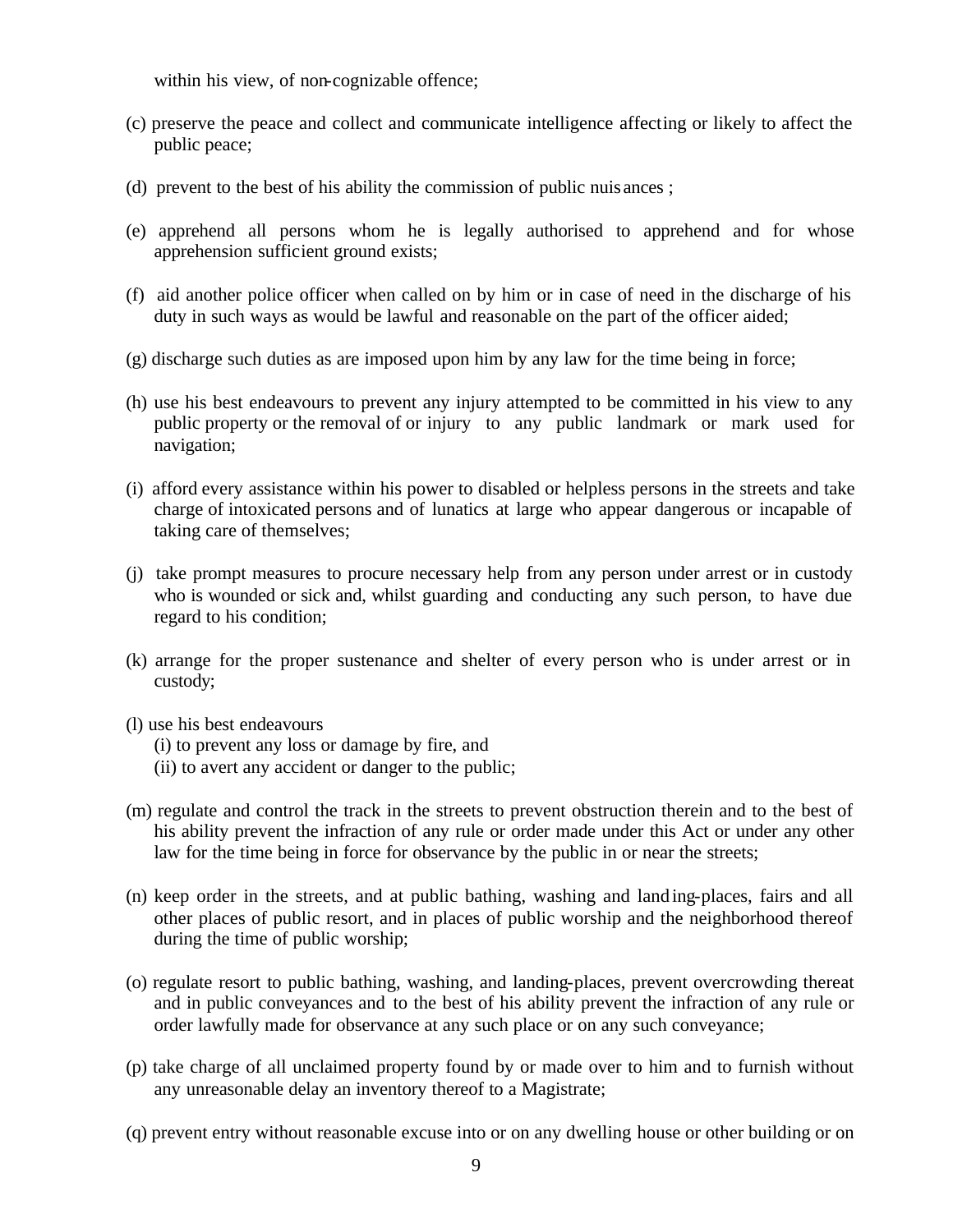within his view, of non-cognizable offence;

(c) preserve the peace and collect and communicate intelligence affecting or likely to affect the public peace;

(d) prevent to the best of his ability the commission of public nuisances ;

(e) apprehend all persons whom he is legally authorised to apprehend and for whose apprehension sufficient ground exists;

(f) aid another police officer when called on by him or in case of need in the discharge of his duty in such ways as would be lawful and reasonable on the part of the officer aided;

(g) discharge such duties as are imposed upon him by any law for the time being in force;

(h) use his best endeavours to prevent any injury attempted to be committed in his view to any public property or the removal of or injury to any public landmark or mark used for navigation;

(i) afford every assistance within his power to disabled or helpless persons in the streets and take charge of intoxicated persons and of lunatics at large who appear dangerous or incapable of taking care of themselves;

(j) take prompt measures to procure necessary help from any person under arrest or in custody who is wounded or sick and, whilst guarding and conducting any such person, to have due regard to his condition;

(k) arrange for the proper sustenance and shelter of every person who is under arrest or in custody;

(l) use his best endeavours
   (i) to prevent any loss or damage by fire, and
   (ii) to avert any accident or danger to the public;

(m) regulate and control the track in the streets to prevent obstruction therein and to the best of his ability prevent the infraction of any rule or order made under this Act or under any other law for the time being in force for observance by the public in or near the streets;

(n) keep order in the streets, and at public bathing, washing and landing-places, fairs and all other places of public resort, and in places of public worship and the neighborhood thereof during the time of public worship;

(o) regulate resort to public bathing, washing, and landing-places, prevent overcrowding thereat and in public conveyances and to the best of his ability prevent the infraction of any rule or order lawfully made for observance at any such place or on any such conveyance;

(p) take charge of all unclaimed property found by or made over to him and to furnish without any unreasonable delay an inventory thereof to a Magistrate;

(q) prevent entry without reasonable excuse into or on any dwelling house or other building or on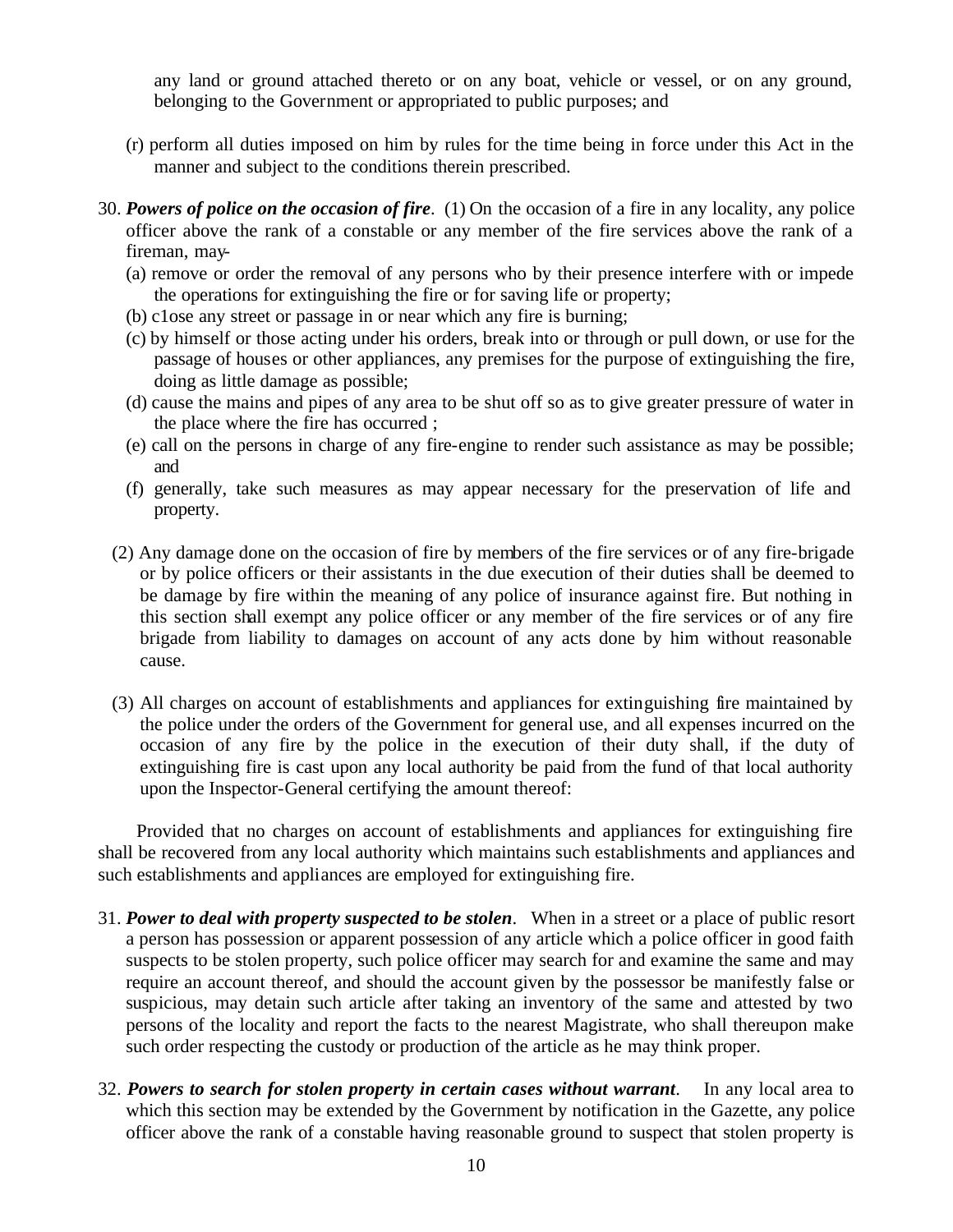any land or ground attached thereto or on any boat, vehicle or vessel, or on any ground, belonging to the Government or appropriated to public purposes; and

(r) perform all duties imposed on him by rules for the time being in force under this Act in the manner and subject to the conditions therein prescribed.

30. ***Powers of police on the occasion of fire***. (1) On the occasion of a fire in any locality, any police officer above the rank of a constable or any member of the fire services above the rank of a fireman, may-

(a) remove or order the removal of any persons who by their presence interfere with or impede the operations for extinguishing the fire or for saving life or property;

(b) c1ose any street or passage in or near which any fire is burning;

(c) by himself or those acting under his orders, break into or through or pull down, or use for the passage of houses or other appliances, any premises for the purpose of extinguishing the fire, doing as little damage as possible;

(d) cause the mains and pipes of any area to be shut off so as to give greater pressure of water in the place where the fire has occurred ;

(e) call on the persons in charge of any fire-engine to render such assistance as may be possible; and

(f) generally, take such measures as may appear necessary for the preservation of life and property.

(2) Any damage done on the occasion of fire by members of the fire services or of any fire-brigade or by police officers or their assistants in the due execution of their duties shall be deemed to be damage by fire within the meaning of any police of insurance against fire. But nothing in this section shall exempt any police officer or any member of the fire services or of any fire brigade from liability to damages on account of any acts done by him without reasonable cause.

(3) All charges on account of establishments and appliances for extinguishing fire maintained by the police under the orders of the Government for general use, and all expenses incurred on the occasion of any fire by the police in the execution of their duty shall, if the duty of extinguishing fire is cast upon any local authority be paid from the fund of that local authority upon the Inspector-General certifying the amount thereof:

Provided that no charges on account of establishments and appliances for extinguishing fire shall be recovered from any local authority which maintains such establishments and appliances and such establishments and appliances are employed for extinguishing fire.

31. ***Power to deal with property suspected to be stolen***. When in a street or a place of public resort a person has possession or apparent possession of any article which a police officer in good faith suspects to be stolen property, such police officer may search for and examine the same and may require an account thereof, and should the account given by the possessor be manifestly false or suspicious, may detain such article after taking an inventory of the same and attested by two persons of the locality and report the facts to the nearest Magistrate, who shall thereupon make such order respecting the custody or production of the article as he may think proper.

32. ***Powers to search for stolen property in certain cases without warrant***. In any local area to which this section may be extended by the Government by notification in the Gazette, any police officer above the rank of a constable having reasonable ground to suspect that stolen property is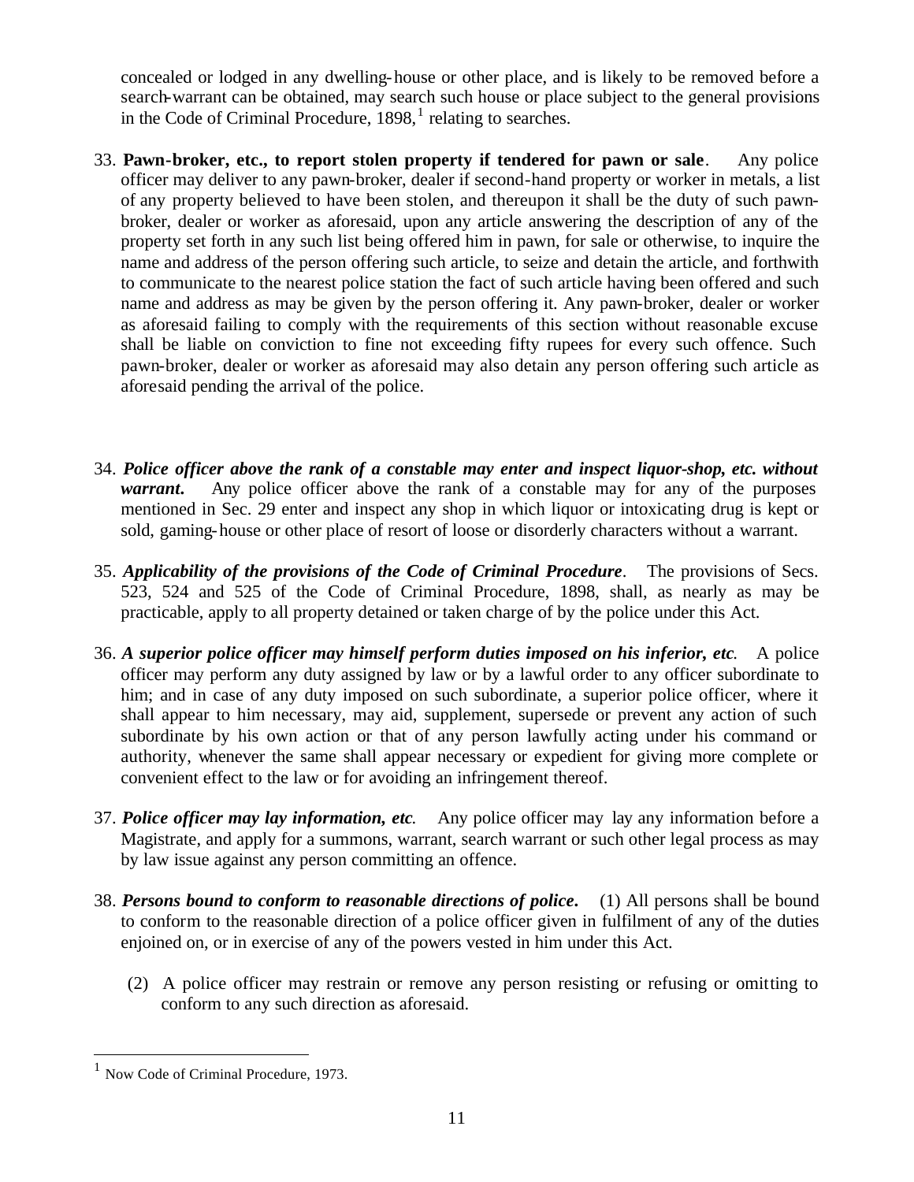concealed or lodged in any dwelling-house or other place, and is likely to be removed before a search-warrant can be obtained, may search such house or place subject to the general provisions in the Code of Criminal Procedure, 1898,[1] relating to searches.

33. **Pawn-broker, etc., to report stolen property if tendered for pawn or sale**. Any police officer may deliver to any pawn-broker, dealer if second-hand property or worker in metals, a list of any property believed to have been stolen, and thereupon it shall be the duty of such pawn-broker, dealer or worker as aforesaid, upon any article answering the description of any of the property set forth in any such list being offered him in pawn, for sale or otherwise, to inquire the name and address of the person offering such article, to seize and detain the article, and forthwith to communicate to the nearest police station the fact of such article having been offered and such name and address as may be given by the person offering it. Any pawn-broker, dealer or worker as aforesaid failing to comply with the requirements of this section without reasonable excuse shall be liable on conviction to fine not exceeding fifty rupees for every such offence. Such pawn-broker, dealer or worker as aforesaid may also detain any person offering such article as aforesaid pending the arrival of the police.

34. ***Police officer above the rank of a constable may enter and inspect liquor-shop, etc. without warrant***. Any police officer above the rank of a constable may for any of the purposes mentioned in Sec. 29 enter and inspect any shop in which liquor or intoxicating drug is kept or sold, gaming-house or other place of resort of loose or disorderly characters without a warrant.

35. ***Applicability of the provisions of the Code of Criminal Procedure***. The provisions of Secs. 523, 524 and 525 of the Code of Criminal Procedure, 1898, shall, as nearly as may be practicable, apply to all property detained or taken charge of by the police under this Act.

36. ***A superior police officer may himself perform duties imposed on his inferior, etc***. A police officer may perform any duty assigned by law or by a lawful order to any officer subordinate to him; and in case of any duty imposed on such subordinate, a superior police officer, where it shall appear to him necessary, may aid, supplement, supersede or prevent any action of such subordinate by his own action or that of any person lawfully acting under his command or authority, whenever the same shall appear necessary or expedient for giving more complete or convenient effect to the law or for avoiding an infringement thereof.

37. ***Police officer may lay information, etc***. Any police officer may lay any information before a Magistrate, and apply for a summons, warrant, search warrant or such other legal process as may by law issue against any person committing an offence.

38. ***Persons bound to conform to reasonable directions of police***. (1) All persons shall be bound to conform to the reasonable direction of a police officer given in fulfilment of any of the duties enjoined on, or in exercise of any of the powers vested in him under this Act.

    (2) A police officer may restrain or remove any person resisting or refusing or omitting to conform to any such direction as aforesaid.

---

[1] Now Code of Criminal Procedure, 1973.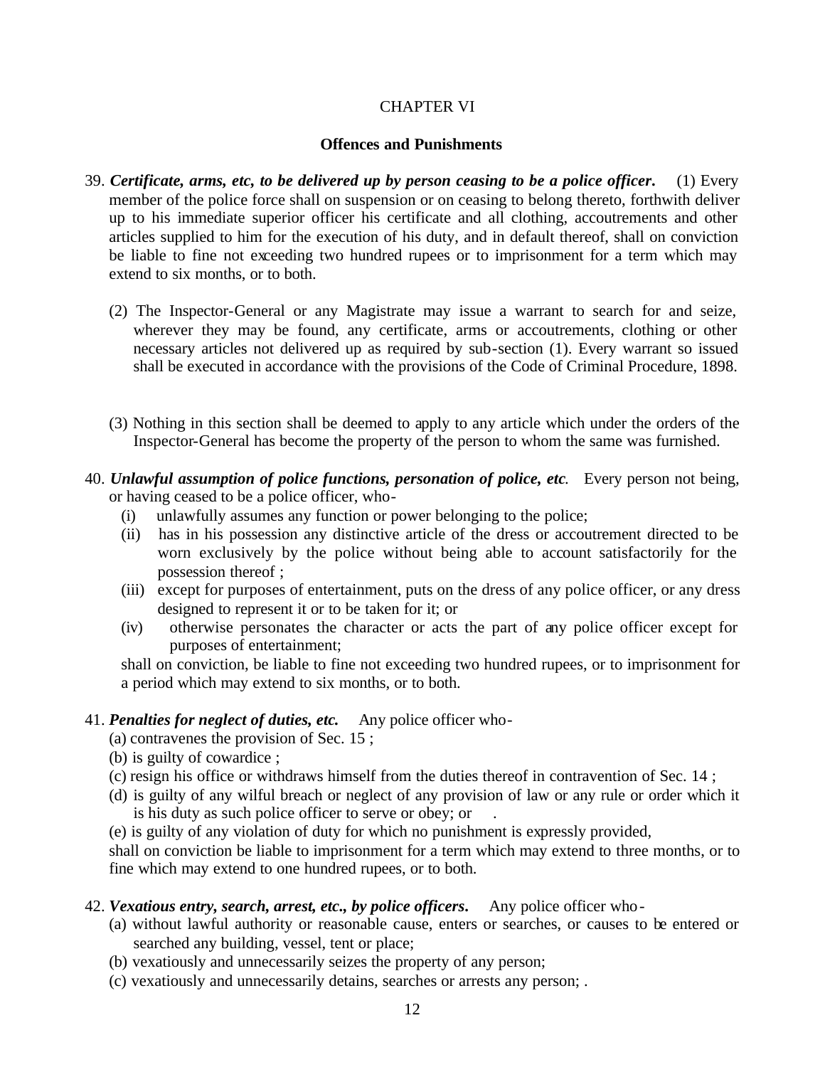## CHAPTER VI

### Offences and Punishments

39. ***Certificate, arms, etc, to be delivered up by person ceasing to be a police officer.*** (1) Every member of the police force shall on suspension or on ceasing to belong thereto, forthwith deliver up to his immediate superior officer his certificate and all clothing, accoutrements and other articles supplied to him for the execution of his duty, and in default thereof, shall on conviction be liable to fine not exceeding two hundred rupees or to imprisonment for a term which may extend to six months, or to both.

   (2) The Inspector-General or any Magistrate may issue a warrant to search for and seize, wherever they may be found, any certificate, arms or accoutrements, clothing or other necessary articles not delivered up as required by sub-section (1). Every warrant so issued shall be executed in accordance with the provisions of the Code of Criminal Procedure, 1898.

   (3) Nothing in this section shall be deemed to apply to any article which under the orders of the Inspector-General has become the property of the person to whom the same was furnished.

40. ***Unlawful assumption of police functions, personation of police, etc.*** Every person not being, or having ceased to be a police officer, who-
   - (i) unlawfully assumes any function or power belonging to the police;
   - (ii) has in his possession any distinctive article of the dress or accoutrement directed to be worn exclusively by the police without being able to account satisfactorily for the possession thereof ;
   - (iii) except for purposes of entertainment, puts on the dress of any police officer, or any dress designed to represent it or to be taken for it; or
   - (iv) otherwise personates the character or acts the part of any police officer except for purposes of entertainment;

   shall on conviction, be liable to fine not exceeding two hundred rupees, or to imprisonment for a period which may extend to six months, or to both.

41. ***Penalties for neglect of duties, etc.*** Any police officer who-
   - (a) contravenes the provision of Sec. 15 ;
   - (b) is guilty of cowardice ;
   - (c) resign his office or withdraws himself from the duties thereof in contravention of Sec. 14 ;
   - (d) is guilty of any wilful breach or neglect of any provision of law or any rule or order which it is his duty as such police officer to serve or obey; or .
   - (e) is guilty of any violation of duty for which no punishment is expressly provided,

   shall on conviction be liable to imprisonment for a term which may extend to three months, or to fine which may extend to one hundred rupees, or to both.

42. ***Vexatious entry, search, arrest, etc., by police officers.*** Any police officer who-
   - (a) without lawful authority or reasonable cause, enters or searches, or causes to be entered or searched any building, vessel, tent or place;
   - (b) vexatiously and unnecessarily seizes the property of any person;
   - (c) vexatiously and unnecessarily detains, searches or arrests any person; .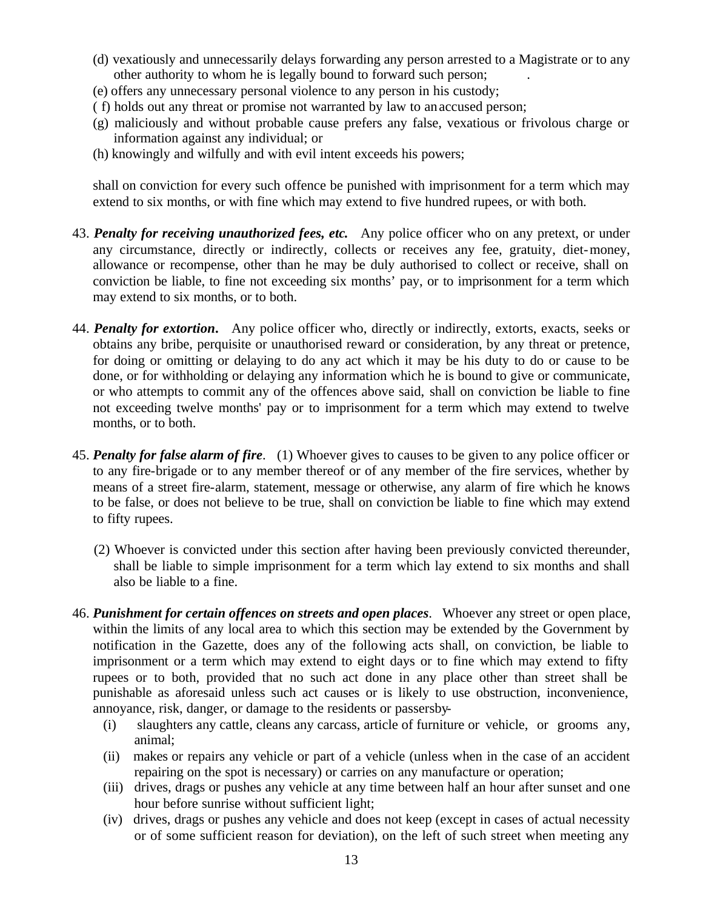(d) vexatiously and unnecessarily delays forwarding any person arrested to a Magistrate or to any other authority to whom he is legally bound to forward such person; .

(e) offers any unnecessary personal violence to any person in his custody;

( f) holds out any threat or promise not warranted by law to an accused person;

(g) maliciously and without probable cause prefers any false, vexatious or frivolous charge or information against any individual; or

(h) knowingly and wilfully and with evil intent exceeds his powers;

shall on conviction for every such offence be punished with imprisonment for a term which may extend to six months, or with fine which may extend to five hundred rupees, or with both.

43. ***Penalty for receiving unauthorized fees, etc.*** Any police officer who on any pretext, or under any circumstance, directly or indirectly, collects or receives any fee, gratuity, diet-money, allowance or recompense, other than he may be duly authorised to collect or receive, shall on conviction be liable, to fine not exceeding six months' pay, or to imprisonment for a term which may extend to six months, or to both.

44. ***Penalty for extortion.*** Any police officer who, directly or indirectly, extorts, exacts, seeks or obtains any bribe, perquisite or unauthorised reward or consideration, by any threat or pretence, for doing or omitting or delaying to do any act which it may be his duty to do or cause to be done, or for withholding or delaying any information which he is bound to give or communicate, or who attempts to commit any of the offences above said, shall on conviction be liable to fine not exceeding twelve months' pay or to imprisonment for a term which may extend to twelve months, or to both.

45. ***Penalty for false alarm of fire***. (1) Whoever gives to causes to be given to any police officer or to any fire-brigade or to any member thereof or of any member of the fire services, whether by means of a street fire-alarm, statement, message or otherwise, any alarm of fire which he knows to be false, or does not believe to be true, shall on conviction be liable to fine which may extend to fifty rupees.

(2) Whoever is convicted under this section after having been previously convicted thereunder, shall be liable to simple imprisonment for a term which lay extend to six months and shall also be liable to a fine.

46. ***Punishment for certain offences on streets and open places***. Whoever any street or open place, within the limits of any local area to which this section may be extended by the Government by notification in the Gazette, does any of the following acts shall, on conviction, be liable to imprisonment or a term which may extend to eight days or to fine which may extend to fifty rupees or to both, provided that no such act done in any place other than street shall be punishable as aforesaid unless such act causes or is likely to use obstruction, inconvenience, annoyance, risk, danger, or damage to the residents or passersby-

(i) slaughters any cattle, cleans any carcass, article of furniture or vehicle, or grooms any, animal;

(ii) makes or repairs any vehicle or part of a vehicle (unless when in the case of an accident repairing on the spot is necessary) or carries on any manufacture or operation;

(iii) drives, drags or pushes any vehicle at any time between half an hour after sunset and one hour before sunrise without sufficient light;

(iv) drives, drags or pushes any vehicle and does not keep (except in cases of actual necessity or of some sufficient reason for deviation), on the left of such street when meeting any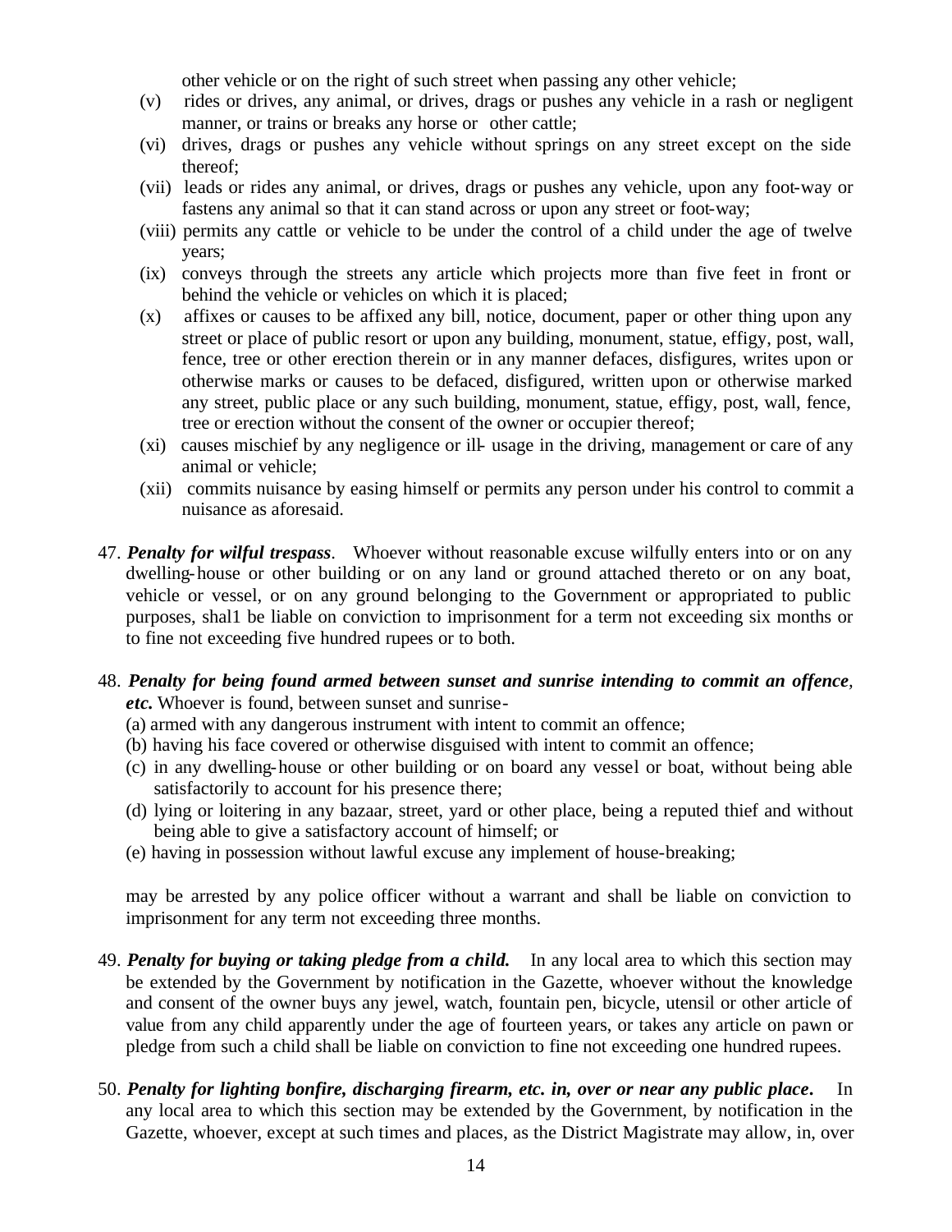other vehicle or on the right of such street when passing any other vehicle;

(v) rides or drives, any animal, or drives, drags or pushes any vehicle in a rash or negligent manner, or trains or breaks any horse or other cattle;

(vi) drives, drags or pushes any vehicle without springs on any street except on the side thereof;

(vii) leads or rides any animal, or drives, drags or pushes any vehicle, upon any foot-way or fastens any animal so that it can stand across or upon any street or foot-way;

(viii) permits any cattle or vehicle to be under the control of a child under the age of twelve years;

(ix) conveys through the streets any article which projects more than five feet in front or behind the vehicle or vehicles on which it is placed;

(x) affixes or causes to be affixed any bill, notice, document, paper or other thing upon any street or place of public resort or upon any building, monument, statue, effigy, post, wall, fence, tree or other erection therein or in any manner defaces, disfigures, writes upon or otherwise marks or causes to be defaced, disfigured, written upon or otherwise marked any street, public place or any such building, monument, statue, effigy, post, wall, fence, tree or erection without the consent of the owner or occupier thereof;

(xi) causes mischief by any negligence or ill- usage in the driving, management or care of any animal or vehicle;

(xii) commits nuisance by easing himself or permits any person under his control to commit a nuisance as aforesaid.

47. ***Penalty for wilful trespass***. Whoever without reasonable excuse wilfully enters into or on any dwelling-house or other building or on any land or ground attached thereto or on any boat, vehicle or vessel, or on any ground belonging to the Government or appropriated to public purposes, shal1 be liable on conviction to imprisonment for a term not exceeding six months or to fine not exceeding five hundred rupees or to both.

48. ***Penalty for being found armed between sunset and sunrise intending to commit an offence, etc.*** Whoever is found, between sunset and sunrise-

(a) armed with any dangerous instrument with intent to commit an offence;

(b) having his face covered or otherwise disguised with intent to commit an offence;

(c) in any dwelling-house or other building or on board any vessel or boat, without being able satisfactorily to account for his presence there;

(d) lying or loitering in any bazaar, street, yard or other place, being a reputed thief and without being able to give a satisfactory account of himself; or

(e) having in possession without lawful excuse any implement of house-breaking;

may be arrested by any police officer without a warrant and shall be liable on conviction to imprisonment for any term not exceeding three months.

49. ***Penalty for buying or taking pledge from a child.*** In any local area to which this section may be extended by the Government by notification in the Gazette, whoever without the knowledge and consent of the owner buys any jewel, watch, fountain pen, bicycle, utensil or other article of value from any child apparently under the age of fourteen years, or takes any article on pawn or pledge from such a child shall be liable on conviction to fine not exceeding one hundred rupees.

50. ***Penalty for lighting bonfire, discharging firearm, etc. in, over or near any public place.*** In any local area to which this section may be extended by the Government, by notification in the Gazette, whoever, except at such times and places, as the District Magistrate may allow, in, over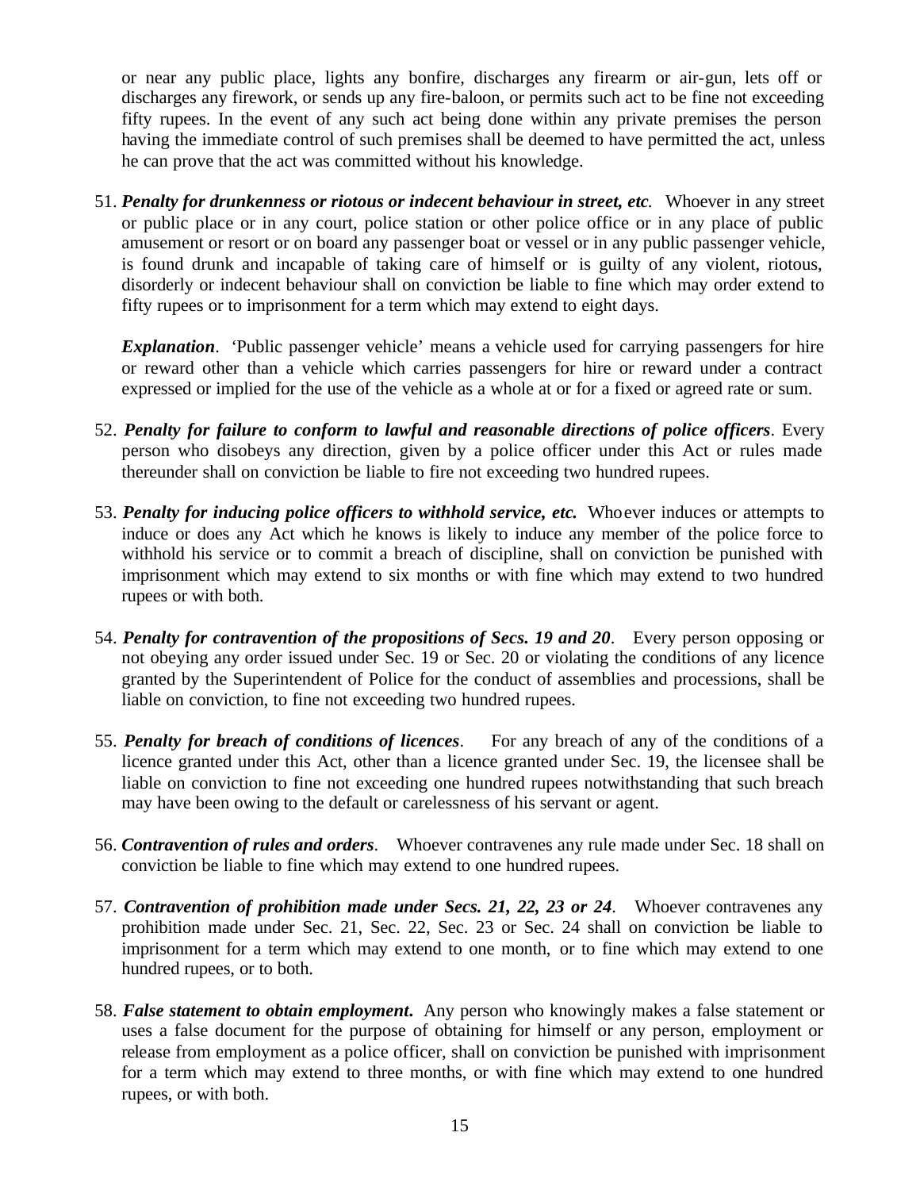or near any public place, lights any bonfire, discharges any firearm or air-gun, lets off or discharges any firework, or sends up any fire-baloon, or permits such act to be fine not exceeding fifty rupees. In the event of any such act being done within any private premises the person having the immediate control of such premises shall be deemed to have permitted the act, unless he can prove that the act was committed without his knowledge.

51. ***Penalty for drunkenness or riotous or indecent behaviour in street, etc*.** Whoever in any street or public place or in any court, police station or other police office or in any place of public amusement or resort or on board any passenger boat or vessel or in any public passenger vehicle, is found drunk and incapable of taking care of himself or is guilty of any violent, riotous, disorderly or indecent behaviour shall on conviction be liable to fine which may order extend to fifty rupees or to imprisonment for a term which may extend to eight days.

    ***Explanation***. 'Public passenger vehicle' means a vehicle used for carrying passengers for hire or reward other than a vehicle which carries passengers for hire or reward under a contract expressed or implied for the use of the vehicle as a whole at or for a fixed or agreed rate or sum.

52. ***Penalty for failure to conform to lawful and reasonable directions of police officers***. Every person who disobeys any direction, given by a police officer under this Act or rules made thereunder shall on conviction be liable to fire not exceeding two hundred rupees.

53. ***Penalty for inducing police officers to withhold service, etc.*** Whoever induces or attempts to induce or does any Act which he knows is likely to induce any member of the police force to withhold his service or to commit a breach of discipline, shall on conviction be punished with imprisonment which may extend to six months or with fine which may extend to two hundred rupees or with both.

54. ***Penalty for contravention of the propositions of Secs. 19 and 20***. Every person opposing or not obeying any order issued under Sec. 19 or Sec. 20 or violating the conditions of any licence granted by the Superintendent of Police for the conduct of assemblies and processions, shall be liable on conviction, to fine not exceeding two hundred rupees.

55. ***Penalty for breach of conditions of licences***. For any breach of any of the conditions of a licence granted under this Act, other than a licence granted under Sec. 19, the licensee shall be liable on conviction to fine not exceeding one hundred rupees notwithstanding that such breach may have been owing to the default or carelessness of his servant or agent.

56. ***Contravention of rules and orders***. Whoever contravenes any rule made under Sec. 18 shall on conviction be liable to fine which may extend to one hundred rupees.

57. ***Contravention of prohibition made under Secs. 21, 22, 23 or 24***. Whoever contravenes any prohibition made under Sec. 21, Sec. 22, Sec. 23 or Sec. 24 shall on conviction be liable to imprisonment for a term which may extend to one month, or to fine which may extend to one hundred rupees, or to both.

58. ***False statement to obtain employment*.** Any person who knowingly makes a false statement or uses a false document for the purpose of obtaining for himself or any person, employment or release from employment as a police officer, shall on conviction be punished with imprisonment for a term which may extend to three months, or with fine which may extend to one hundred rupees, or with both.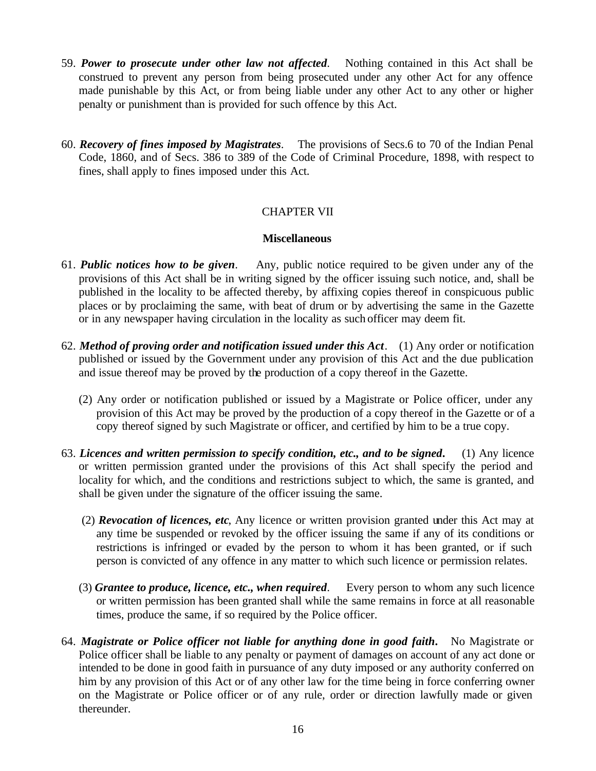59. ***Power to prosecute under other law not affected***. Nothing contained in this Act shall be construed to prevent any person from being prosecuted under any other Act for any offence made punishable by this Act, or from being liable under any other Act to any other or higher penalty or punishment than is provided for such offence by this Act.

60. ***Recovery of fines imposed by Magistrates***. The provisions of Secs.6 to 70 of the Indian Penal Code, 1860, and of Secs. 386 to 389 of the Code of Criminal Procedure, 1898, with respect to fines, shall apply to fines imposed under this Act.

## CHAPTER VII

### Miscellaneous

61. ***Public notices how to be given***. Any, public notice required to be given under any of the provisions of this Act shall be in writing signed by the officer issuing such notice, and, shall be published in the locality to be affected thereby, by affixing copies thereof in conspicuous public places or by proclaiming the same, with beat of drum or by advertising the same in the Gazette or in any newspaper having circulation in the locality as such officer may deem fit.

62. ***Method of proving order and notification issued under this Act***. (1) Any order or notification published or issued by the Government under any provision of this Act and the due publication and issue thereof may be proved by the production of a copy thereof in the Gazette.

    (2) Any order or notification published or issued by a Magistrate or Police officer, under any provision of this Act may be proved by the production of a copy thereof in the Gazette or of a copy thereof signed by such Magistrate or officer, and certified by him to be a true copy.

63. ***Licences and written permission to specify condition, etc., and to be signed***. (1) Any licence or written permission granted under the provisions of this Act shall specify the period and locality for which, and the conditions and restrictions subject to which, the same is granted, and shall be given under the signature of the officer issuing the same.

    (2) ***Revocation of licences, etc***, Any licence or written provision granted under this Act may at any time be suspended or revoked by the officer issuing the same if any of its conditions or restrictions is infringed or evaded by the person to whom it has been granted, or if such person is convicted of any offence in any matter to which such licence or permission relates.

    (3) ***Grantee to produce, licence, etc., when required***. Every person to whom any such licence or written permission has been granted shall while the same remains in force at all reasonable times, produce the same, if so required by the Police officer.

64. ***Magistrate or Police officer not liable for anything done in good faith***. No Magistrate or Police officer shall be liable to any penalty or payment of damages on account of any act done or intended to be done in good faith in pursuance of any duty imposed or any authority conferred on him by any provision of this Act or of any other law for the time being in force conferring owner on the Magistrate or Police officer or of any rule, order or direction lawfully made or given thereunder.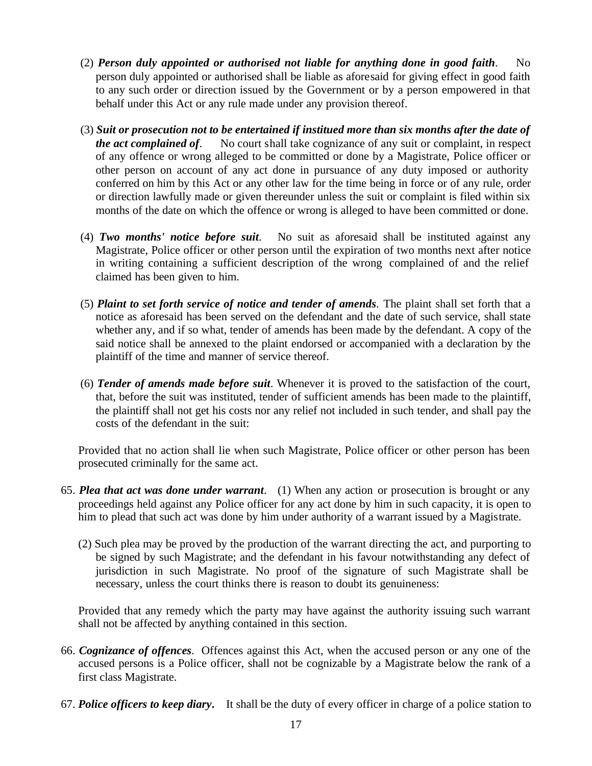(2) ***Person duly appointed or authorised not liable for anything done in good faith***. No person duly appointed or authorised shall be liable as aforesaid for giving effect in good faith to any such order or direction issued by the Government or by a person empowered in that behalf under this Act or any rule made under any provision thereof.

(3) ***Suit or prosecution not to be entertained if institued more than six months after the date of the act complained of***. No court shall take cognizance of any suit or complaint, in respect of any offence or wrong alleged to be committed or done by a Magistrate, Police officer or other person on account of any act done in pursuance of any duty imposed or authority conferred on him by this Act or any other law for the time being in force or of any rule, order or direction lawfully made or given thereunder unless the suit or complaint is filed within six months of the date on which the offence or wrong is alleged to have been committed or done.

(4) ***Two months' notice before suit***. No suit as aforesaid shall be instituted against any Magistrate, Police officer or other person until the expiration of two months next after notice in writing containing a sufficient description of the wrong complained of and the relief claimed has been given to him.

(5) ***Plaint to set forth service of notice and tender of amends***. The plaint shall set forth that a notice as aforesaid has been served on the defendant and the date of such service, shall state whether any, and if so what, tender of amends has been made by the defendant. A copy of the said notice shall be annexed to the plaint endorsed or accompanied with a declaration by the plaintiff of the time and manner of service thereof.

(6) ***Tender of amends made before suit***. Whenever it is proved to the satisfaction of the court, that, before the suit was instituted, tender of sufficient amends has been made to the plaintiff, the plaintiff shall not get his costs nor any relief not included in such tender, and shall pay the costs of the defendant in the suit:

Provided that no action shall lie when such Magistrate, Police officer or other person has been prosecuted criminally for the same act.

65. ***Plea that act was done under warrant***. (1) When any action or prosecution is brought or any proceedings held against any Police officer for any act done by him in such capacity, it is open to him to plead that such act was done by him under authority of a warrant issued by a Magistrate.

(2) Such plea may be proved by the production of the warrant directing the act, and purporting to be signed by such Magistrate; and the defendant in his favour notwithstanding any defect of jurisdiction in such Magistrate. No proof of the signature of such Magistrate shall be necessary, unless the court thinks there is reason to doubt its genuineness:

Provided that any remedy which the party may have against the authority issuing such warrant shall not be affected by anything contained in this section.

66. ***Cognizance of offences***. Offences against this Act, when the accused person or any one of the accused persons is a Police officer, shall not be cognizable by a Magistrate below the rank of a first class Magistrate.

67. ***Police officers to keep diary***. It shall be the duty of every officer in charge of a police station to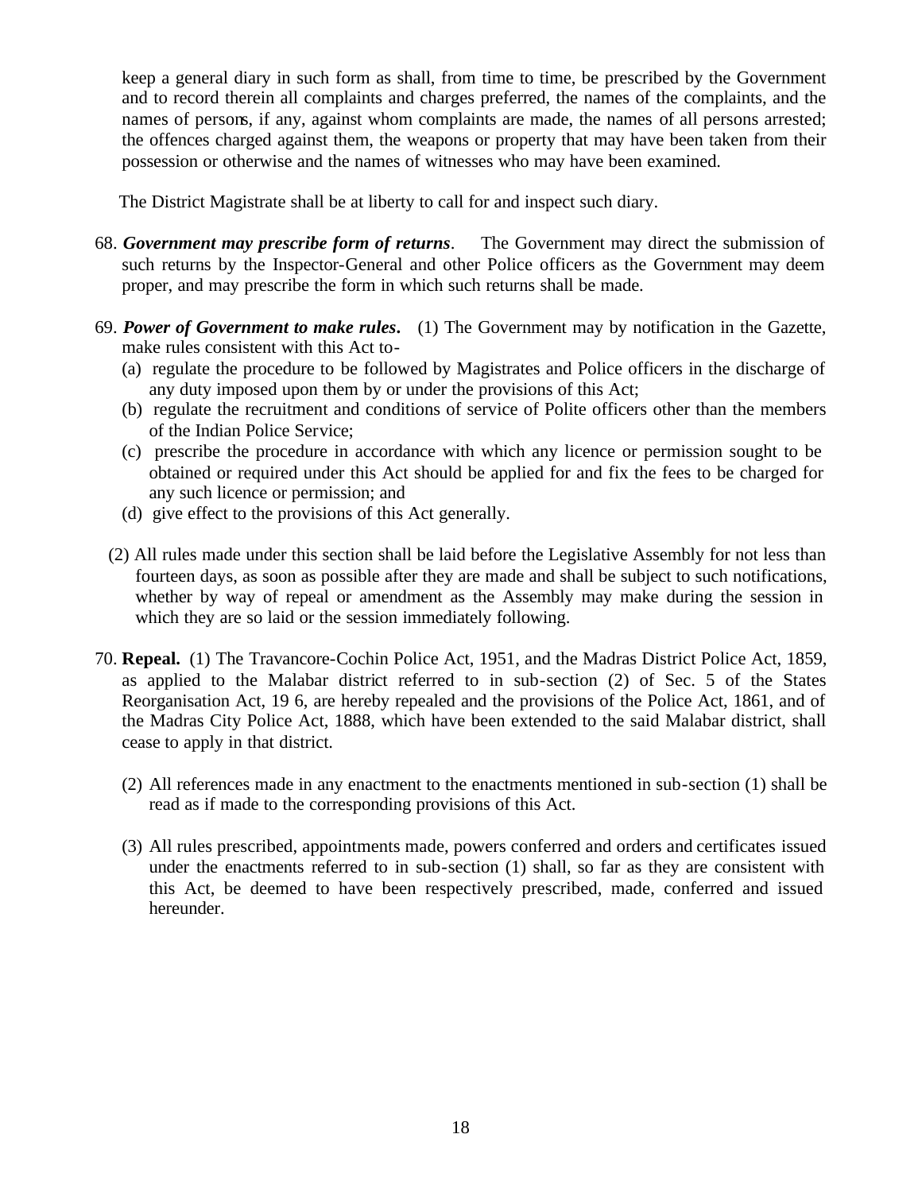keep a general diary in such form as shall, from time to time, be prescribed by the Government and to record therein all complaints and charges preferred, the names of the complaints, and the names of persons, if any, against whom complaints are made, the names of all persons arrested; the offences charged against them, the weapons or property that may have been taken from their possession or otherwise and the names of witnesses who may have been examined.

The District Magistrate shall be at liberty to call for and inspect such diary.

68. ***Government may prescribe form of returns***. The Government may direct the submission of such returns by the Inspector-General and other Police officers as the Government may deem proper, and may prescribe the form in which such returns shall be made.

69. ***Power of Government to make rules***. (1) The Government may by notification in the Gazette, make rules consistent with this Act to-
   (a) regulate the procedure to be followed by Magistrates and Police officers in the discharge of any duty imposed upon them by or under the provisions of this Act;
   (b) regulate the recruitment and conditions of service of Polite officers other than the members of the Indian Police Service;
   (c) prescribe the procedure in accordance with which any licence or permission sought to be obtained or required under this Act should be applied for and fix the fees to be charged for any such licence or permission; and
   (d) give effect to the provisions of this Act generally.

   (2) All rules made under this section shall be laid before the Legislative Assembly for not less than fourteen days, as soon as possible after they are made and shall be subject to such notifications, whether by way of repeal or amendment as the Assembly may make during the session in which they are so laid or the session immediately following.

70. **Repeal.** (1) The Travancore-Cochin Police Act, 1951, and the Madras District Police Act, 1859, as applied to the Malabar district referred to in sub-section (2) of Sec. 5 of the States Reorganisation Act, 19 6, are hereby repealed and the provisions of the Police Act, 1861, and of the Madras City Police Act, 1888, which have been extended to the said Malabar district, shall cease to apply in that district.

   (2) All references made in any enactment to the enactments mentioned in sub-section (1) shall be read as if made to the corresponding provisions of this Act.

   (3) All rules prescribed, appointments made, powers conferred and orders and certificates issued under the enactments referred to in sub-section (1) shall, so far as they are consistent with this Act, be deemed to have been respectively prescribed, made, conferred and issued hereunder.